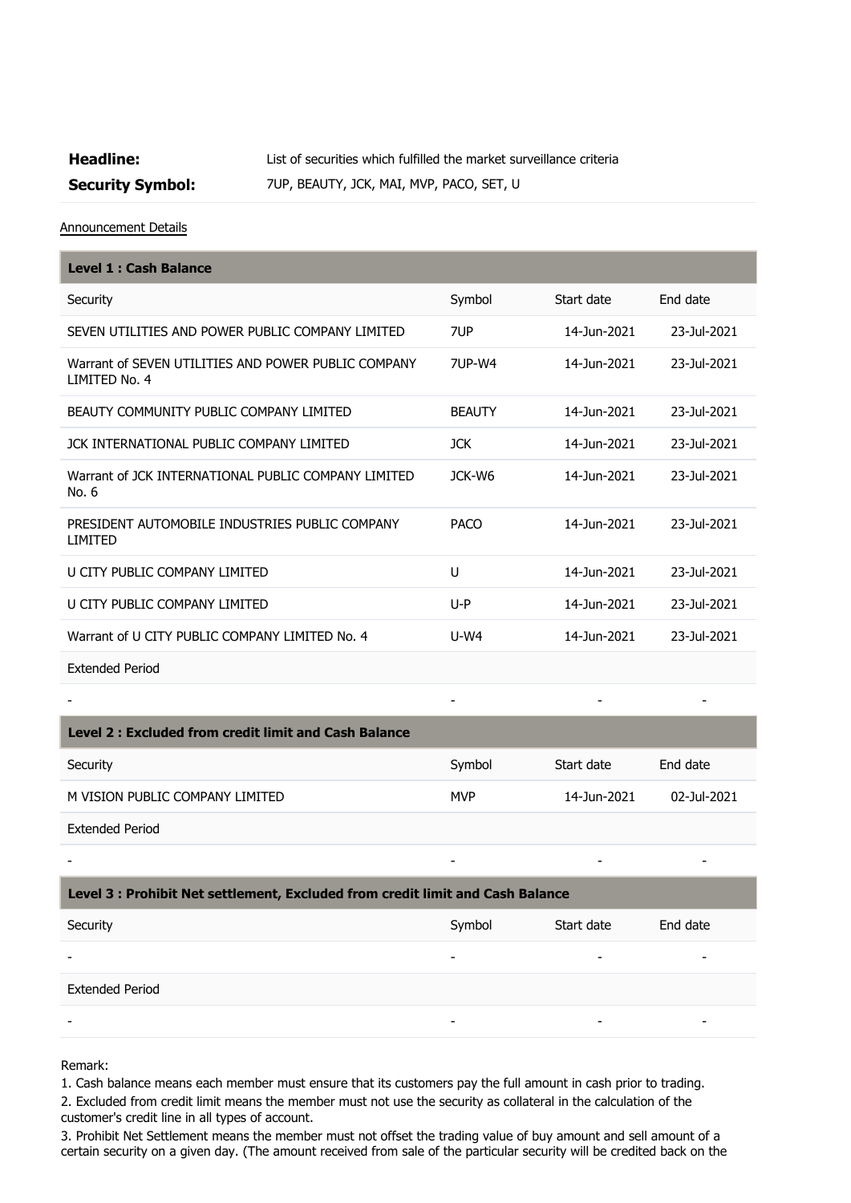**Headline:** List of securities which fulfilled the market surveillance criteria

**Security Symbol:** 7UP, BEAUTY, JCK, MAI, MVP, PACO, SET, U

Announcement Details

| **Level 1 : Cash Balance** | | | |
|---|---|---|---|
| Security | Symbol | Start date | End date |
| SEVEN UTILITIES AND POWER PUBLIC COMPANY LIMITED | 7UP | 14-Jun-2021 | 23-Jul-2021 |
| Warrant of SEVEN UTILITIES AND POWER PUBLIC COMPANY LIMITED No. 4 | 7UP-W4 | 14-Jun-2021 | 23-Jul-2021 |
| BEAUTY COMMUNITY PUBLIC COMPANY LIMITED | BEAUTY | 14-Jun-2021 | 23-Jul-2021 |
| JCK INTERNATIONAL PUBLIC COMPANY LIMITED | JCK | 14-Jun-2021 | 23-Jul-2021 |
| Warrant of JCK INTERNATIONAL PUBLIC COMPANY LIMITED No. 6 | JCK-W6 | 14-Jun-2021 | 23-Jul-2021 |
| PRESIDENT AUTOMOBILE INDUSTRIES PUBLIC COMPANY LIMITED | PACO | 14-Jun-2021 | 23-Jul-2021 |
| U CITY PUBLIC COMPANY LIMITED | U | 14-Jun-2021 | 23-Jul-2021 |
| U CITY PUBLIC COMPANY LIMITED | U-P | 14-Jun-2021 | 23-Jul-2021 |
| Warrant of U CITY PUBLIC COMPANY LIMITED No. 4 | U-W4 | 14-Jun-2021 | 23-Jul-2021 |
| Extended Period | | | |
| - | - | - | - |

| **Level 2 : Excluded from credit limit and Cash Balance** | | | |
|---|---|---|---|
| Security | Symbol | Start date | End date |
| M VISION PUBLIC COMPANY LIMITED | MVP | 14-Jun-2021 | 02-Jul-2021 |
| Extended Period | | | |
| - | - | - | - |

| **Level 3 : Prohibit Net settlement, Excluded from credit limit and Cash Balance** | | | |
|---|---|---|---|
| Security | Symbol | Start date | End date |
| - | - | - | - |
| Extended Period | | | |
| - | - | - | - |

Remark:

1. Cash balance means each member must ensure that its customers pay the full amount in cash prior to trading.
2. Excluded from credit limit means the member must not use the security as collateral in the calculation of the customer's credit line in all types of account.
3. Prohibit Net Settlement means the member must not offset the trading value of buy amount and sell amount of a certain security on a given day. (The amount received from sale of the particular security will be credited back on the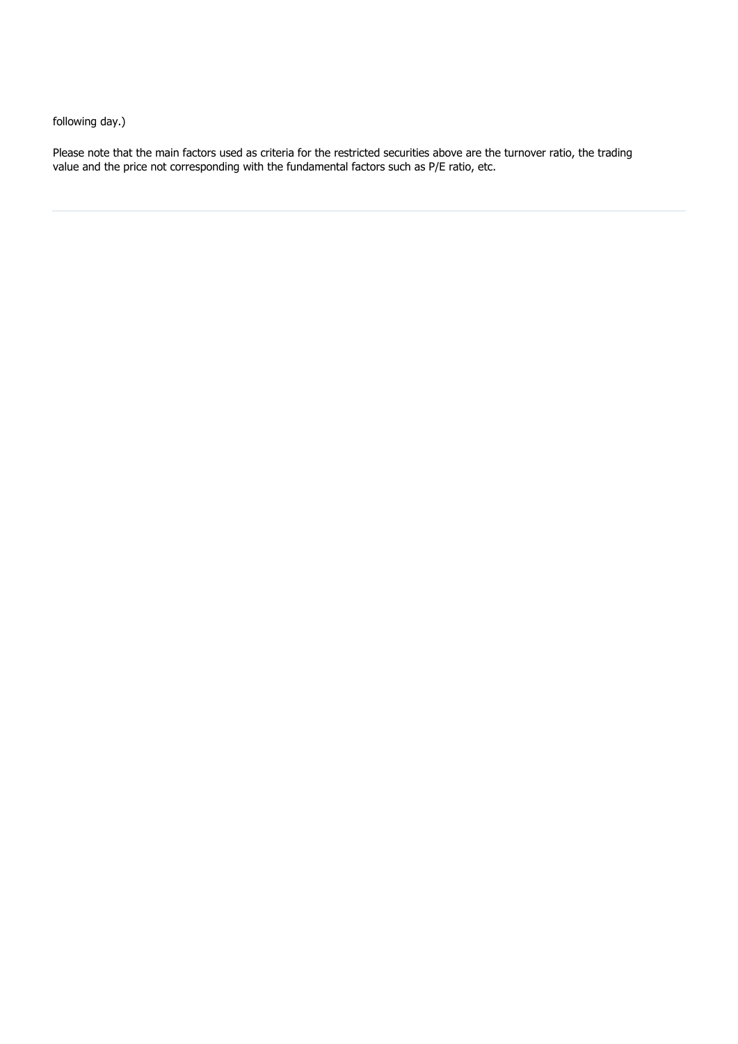following day.)

Please note that the main factors used as criteria for the restricted securities above are the turnover ratio, the trading value and the price not corresponding with the fundamental factors such as P/E ratio, etc.

---